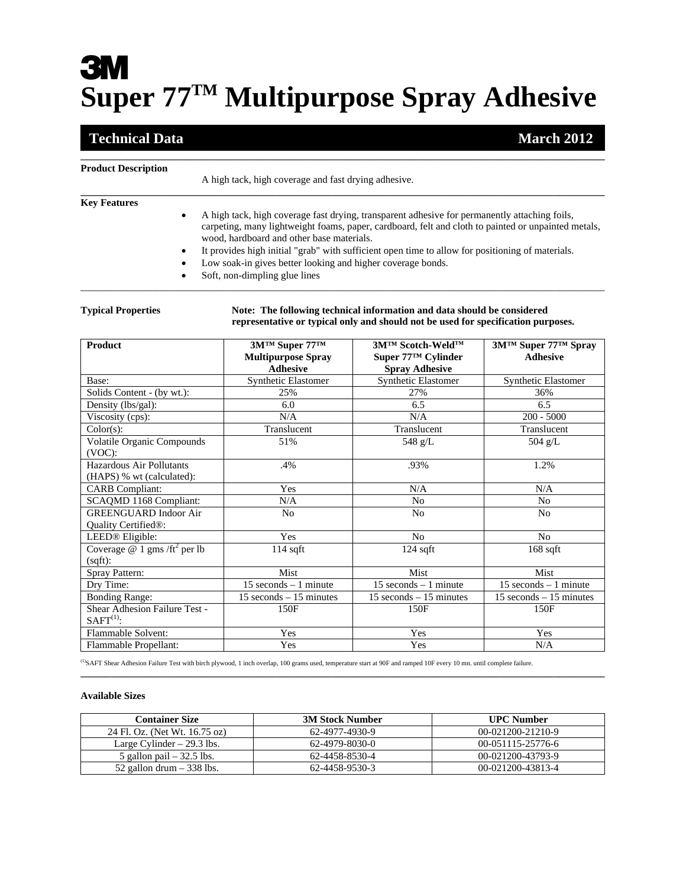# 3M

# Super 77™ Multipurpose Spray Adhesive

**Technical Data** **March 2012**

---

**Product Description**

A high tack, high coverage and fast drying adhesive.

---

**Key Features**

- A high tack, high coverage fast drying, transparent adhesive for permanently attaching foils, carpeting, many lightweight foams, paper, cardboard, felt and cloth to painted or unpainted metals, wood, hardboard and other base materials.
- It provides high initial "grab" with sufficient open time to allow for positioning of materials.
- Low soak-in gives better looking and higher coverage bonds.
- Soft, non-dimpling glue lines

---

**Typical Properties**

**Note: The following technical information and data should be considered representative or typical only and should not be used for specification purposes.**

| Product | 3M™ Super 77™ Multipurpose Spray Adhesive | 3M™ Scotch-Weld™ Super 77™ Cylinder Spray Adhesive | 3M™ Super 77™ Spray Adhesive |
|---|---|---|---|
| Base: | Synthetic Elastomer | Synthetic Elastomer | Synthetic Elastomer |
| Solids Content - (by wt.): | 25% | 27% | 36% |
| Density (lbs/gal): | 6.0 | 6.5 | 6.5 |
| Viscosity (cps): | N/A | N/A | 200 - 5000 |
| Color(s): | Translucent | Translucent | Translucent |
| Volatile Organic Compounds (VOC): | 51% | 548 g/L | 504 g/L |
| Hazardous Air Pollutants (HAPS) % wt (calculated): | .4% | .93% | 1.2% |
| CARB Compliant: | Yes | N/A | N/A |
| SCAQMD 1168 Compliant: | N/A | No | No |
| GREENGUARD Indoor Air Quality Certified®: | No | No | No |
| LEED® Eligible: | Yes | No | No |
| Coverage @ 1 gms /ft$^2$ per lb (sqft): | 114 sqft | 124 sqft | 168 sqft |
| Spray Pattern: | Mist | Mist | Mist |
| Dry Time: | 15 seconds – 1 minute | 15 seconds – 1 minute | 15 seconds – 1 minute |
| Bonding Range: | 15 seconds – 15 minutes | 15 seconds – 15 minutes | 15 seconds – 15 minutes |
| Shear Adhesion Failure Test - SAFT[1]: | 150F | 150F | 150F |
| Flammable Solvent: | Yes | Yes | Yes |
| Flammable Propellant: | Yes | Yes | N/A |

[1]SAFT Shear Adhesion Failure Test with birch plywood, 1 inch overlap, 100 grams used, temperature start at 90F and ramped 10F every 10 mn. until complete failure.

---

**Available Sizes**

| Container Size | 3M Stock Number | UPC Number |
|---|---|---|
| 24 Fl. Oz. (Net Wt. 16.75 oz) | 62-4977-4930-9 | 00-021200-21210-9 |
| Large Cylinder – 29.3 lbs. | 62-4979-8030-0 | 00-051115-25776-6 |
| 5 gallon pail – 32.5 lbs. | 62-4458-8530-4 | 00-021200-43793-9 |
| 52 gallon drum – 338 lbs. | 62-4458-9530-3 | 00-021200-43813-4 |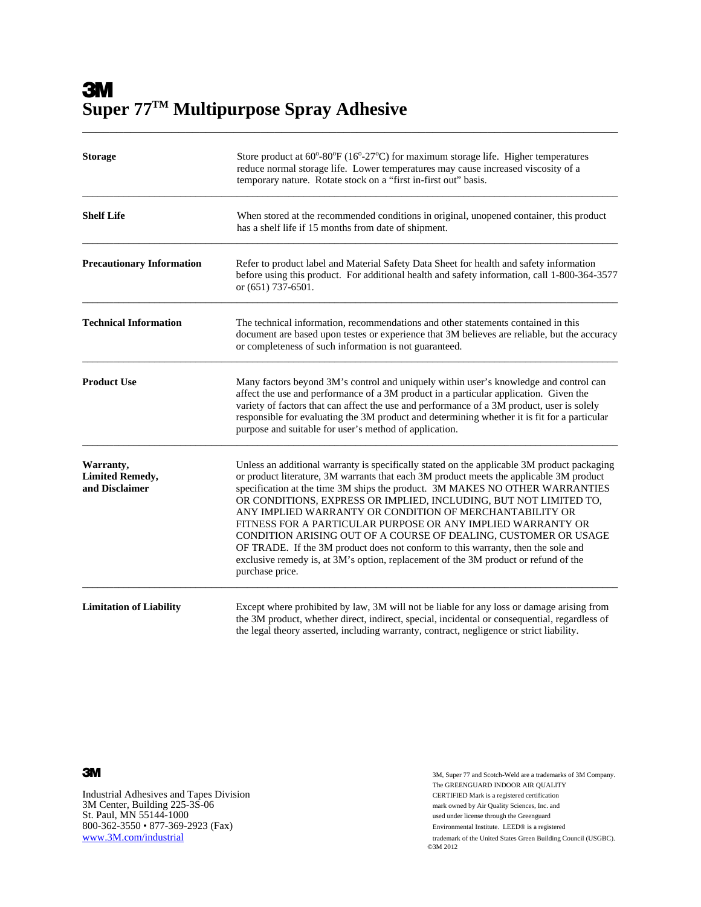**3M**

# Super 77™ Multipurpose Spray Adhesive

| | |
|---|---|
| **Storage** | Store product at 60°-80°F (16°-27°C) for maximum storage life. Higher temperatures reduce normal storage life. Lower temperatures may cause increased viscosity of a temporary nature. Rotate stock on a "first in-first out" basis. |
| **Shelf Life** | When stored at the recommended conditions in original, unopened container, this product has a shelf life if 15 months from date of shipment. |
| **Precautionary Information** | Refer to product label and Material Safety Data Sheet for health and safety information before using this product. For additional health and safety information, call 1-800-364-3577 or (651) 737-6501. |
| **Technical Information** | The technical information, recommendations and other statements contained in this document are based upon testes or experience that 3M believes are reliable, but the accuracy or completeness of such information is not guaranteed. |
| **Product Use** | Many factors beyond 3M's control and uniquely within user's knowledge and control can affect the use and performance of a 3M product in a particular application. Given the variety of factors that can affect the use and performance of a 3M product, user is solely responsible for evaluating the 3M product and determining whether it is fit for a particular purpose and suitable for user's method of application. |
| **Warranty, Limited Remedy, and Disclaimer** | Unless an additional warranty is specifically stated on the applicable 3M product packaging or product literature, 3M warrants that each 3M product meets the applicable 3M product specification at the time 3M ships the product. 3M MAKES NO OTHER WARRANTIES OR CONDITIONS, EXPRESS OR IMPLIED, INCLUDING, BUT NOT LIMITED TO, ANY IMPLIED WARRANTY OR CONDITION OF MERCHANTABILITY OR FITNESS FOR A PARTICULAR PURPOSE OR ANY IMPLIED WARRANTY OR CONDITION ARISING OUT OF A COURSE OF DEALING, CUSTOMER OR USAGE OF TRADE. If the 3M product does not conform to this warranty, then the sole and exclusive remedy is, at 3M's option, replacement of the 3M product or refund of the purchase price. |
| **Limitation of Liability** | Except where prohibited by law, 3M will not be liable for any loss or damage arising from the 3M product, whether direct, indirect, special, incidental or consequential, regardless of the legal theory asserted, including warranty, contract, negligence or strict liability. |

**3M**

Industrial Adhesives and Tapes Division
3M Center, Building 225-3S-06
St. Paul, MN 55144-1000
800-362-3550 • 877-369-2923 (Fax)
www.3M.com/industrial

3M, Super 77 and Scotch-Weld are a trademarks of 3M Company. The GREENGUARD INDOOR AIR QUALITY CERTIFIED Mark is a registered certification mark owned by Air Quality Sciences, Inc. and used under license through the Greenguard Environmental Institute. LEED® is a registered trademark of the United States Green Building Council (USGBC).
©3M 2012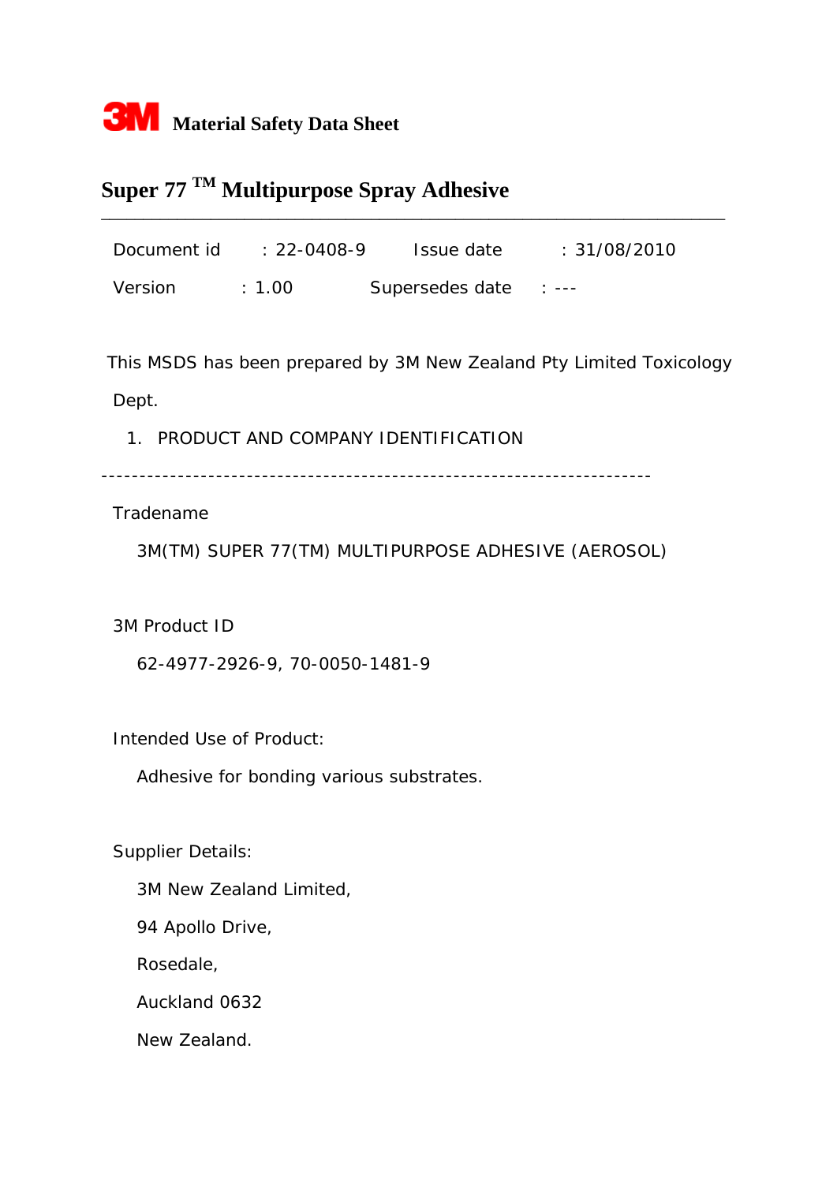**3M Material Safety Data Sheet**

# Super 77 ™ Multipurpose Spray Adhesive

---

| Document id | : 22-0408-9 | Issue date | : 31/08/2010 |
|---|---|---|---|
| Version | : 1.00 | Supersedes date | : --- |

This MSDS has been prepared by 3M New Zealand Pty Limited Toxicology Dept.

1. PRODUCT AND COMPANY IDENTIFICATION

----------------------------------------------------------------------

Tradename

3M(TM) SUPER 77(TM) MULTIPURPOSE ADHESIVE (AEROSOL)

3M Product ID

62-4977-2926-9, 70-0050-1481-9

Intended Use of Product:

Adhesive for bonding various substrates.

Supplier Details:

3M New Zealand Limited,
94 Apollo Drive,
Rosedale,
Auckland 0632
New Zealand.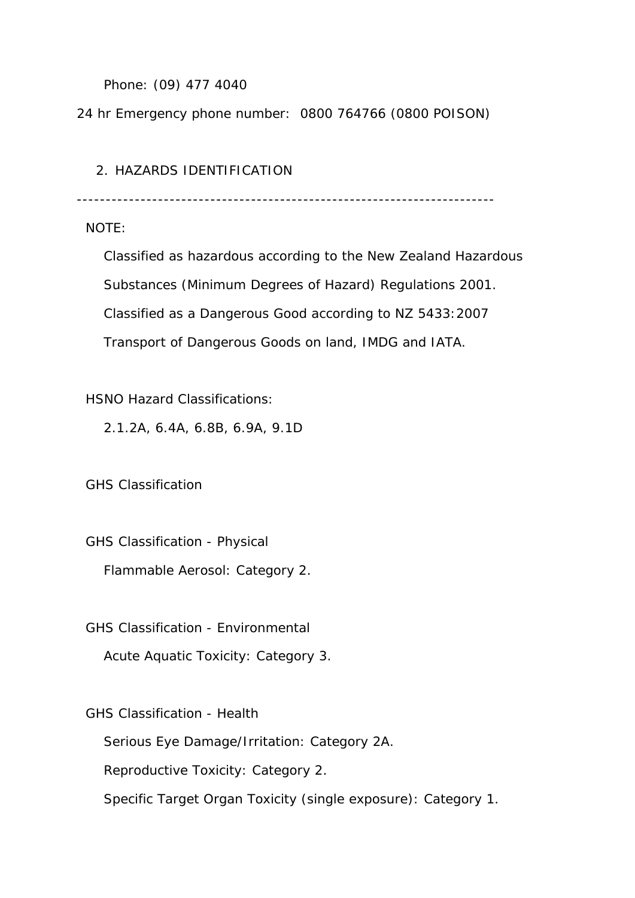Phone: (09) 477 4040

24 hr Emergency phone number: 0800 764766 (0800 POISON)

## 2. HAZARDS IDENTIFICATION

---

NOTE:

Classified as hazardous according to the New Zealand Hazardous Substances (Minimum Degrees of Hazard) Regulations 2001.

Classified as a Dangerous Good according to NZ 5433:2007 Transport of Dangerous Goods on land, IMDG and IATA.

HSNO Hazard Classifications:

2.1.2A, 6.4A, 6.8B, 6.9A, 9.1D

GHS Classification

GHS Classification - Physical

Flammable Aerosol: Category 2.

GHS Classification - Environmental

Acute Aquatic Toxicity: Category 3.

GHS Classification - Health

Serious Eye Damage/Irritation: Category 2A.

Reproductive Toxicity: Category 2.

Specific Target Organ Toxicity (single exposure): Category 1.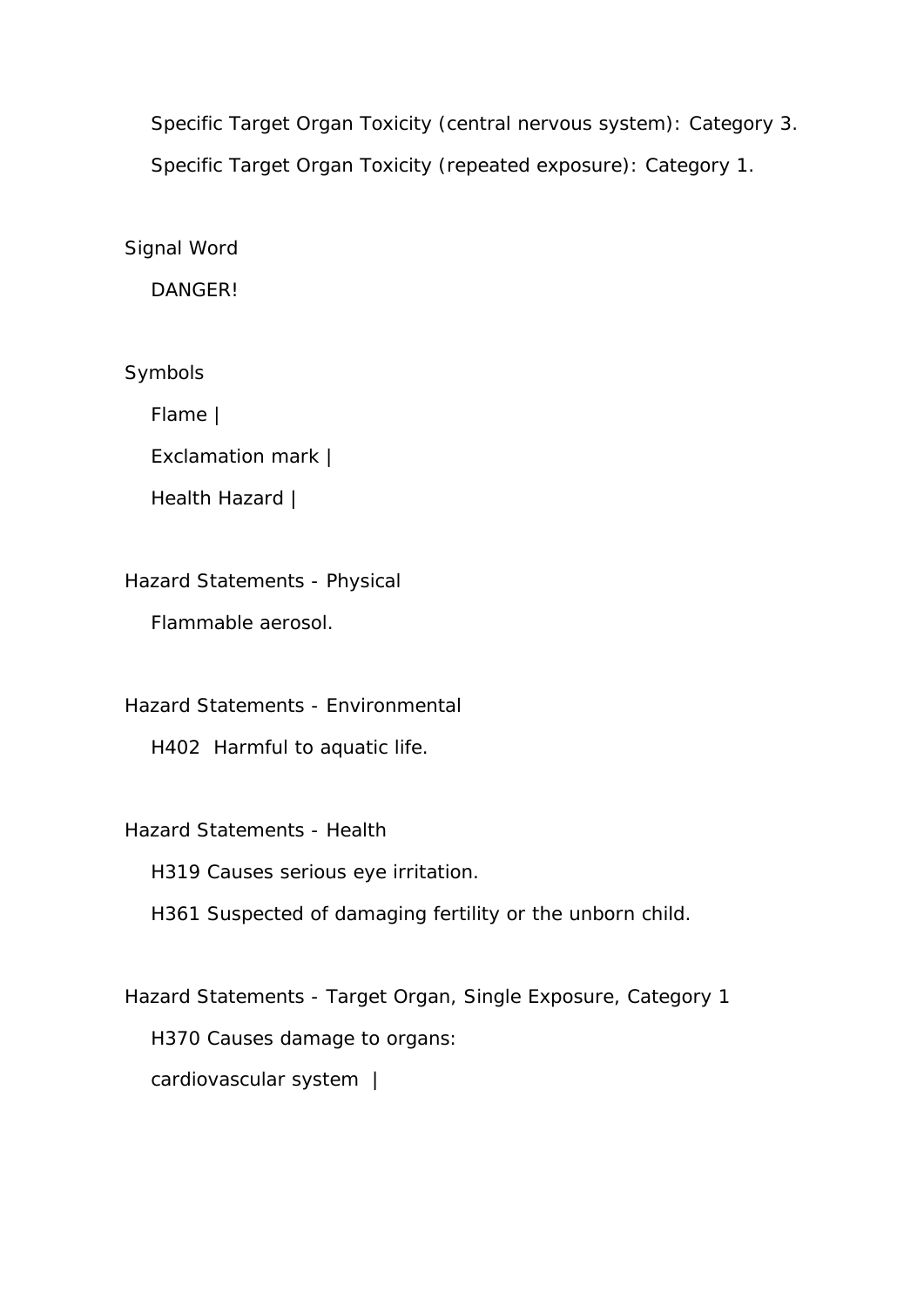Specific Target Organ Toxicity (central nervous system): Category 3.

Specific Target Organ Toxicity (repeated exposure): Category 1.

Signal Word

DANGER!

Symbols

Flame |

Exclamation mark |

Health Hazard |

Hazard Statements - Physical

Flammable aerosol.

Hazard Statements - Environmental

H402 Harmful to aquatic life.

Hazard Statements - Health

H319 Causes serious eye irritation.

H361 Suspected of damaging fertility or the unborn child.

Hazard Statements - Target Organ, Single Exposure, Category 1

H370 Causes damage to organs:

cardiovascular system |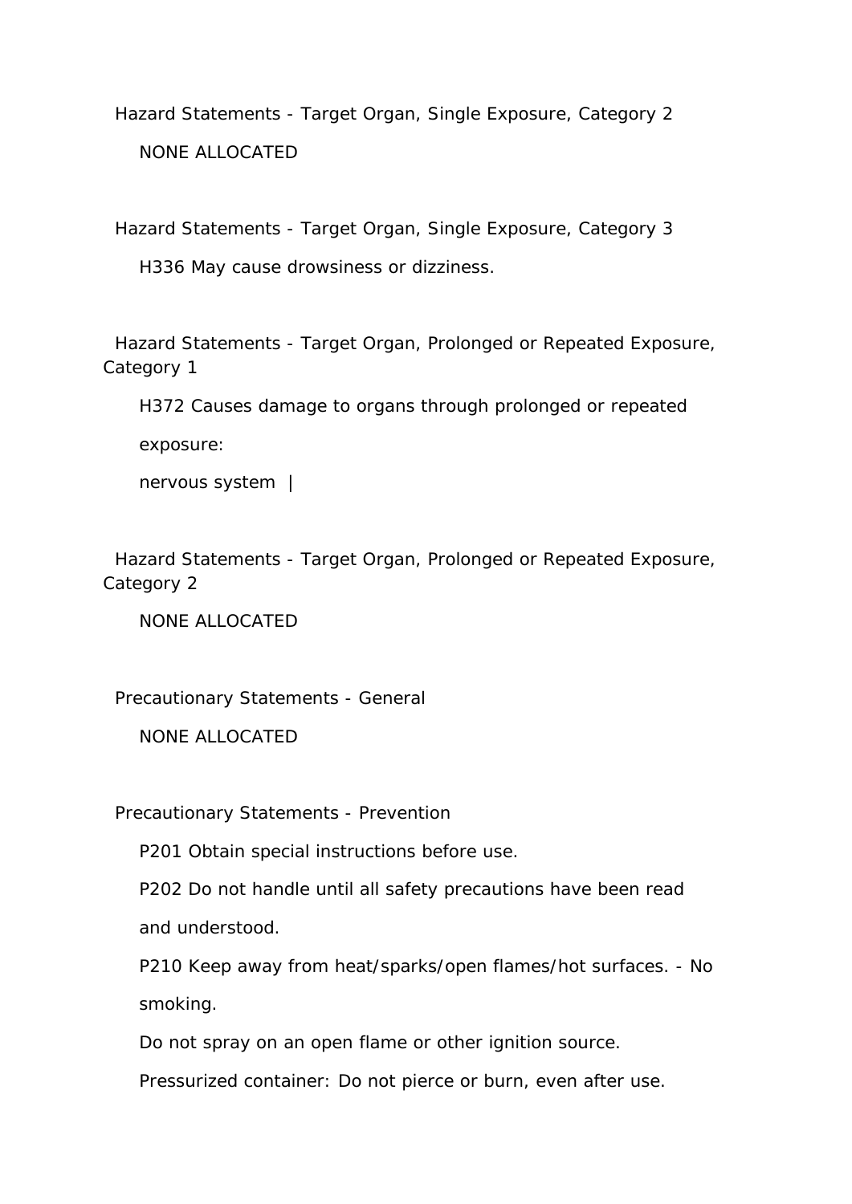Hazard Statements - Target Organ, Single Exposure, Category 2

NONE ALLOCATED

Hazard Statements - Target Organ, Single Exposure, Category 3

H336 May cause drowsiness or dizziness.

Hazard Statements - Target Organ, Prolonged or Repeated Exposure, Category 1

H372 Causes damage to organs through prolonged or repeated

exposure:

nervous system |

Hazard Statements - Target Organ, Prolonged or Repeated Exposure, Category 2

NONE ALLOCATED

Precautionary Statements - General

NONE ALLOCATED

Precautionary Statements - Prevention

P201 Obtain special instructions before use.

P202 Do not handle until all safety precautions have been read

and understood.

P210 Keep away from heat/sparks/open flames/hot surfaces. - No

smoking.

Do not spray on an open flame or other ignition source.

Pressurized container: Do not pierce or burn, even after use.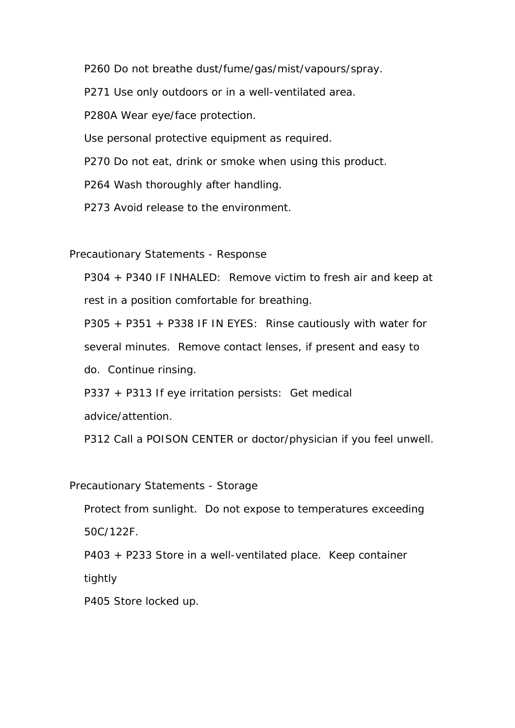P260 Do not breathe dust/fume/gas/mist/vapours/spray.

P271 Use only outdoors or in a well-ventilated area.

P280A Wear eye/face protection.

Use personal protective equipment as required.

P270 Do not eat, drink or smoke when using this product.

P264 Wash thoroughly after handling.

P273 Avoid release to the environment.

Precautionary Statements - Response

P304 + P340 IF INHALED: Remove victim to fresh air and keep at rest in a position comfortable for breathing.

P305 + P351 + P338 IF IN EYES: Rinse cautiously with water for several minutes. Remove contact lenses, if present and easy to do. Continue rinsing.

P337 + P313 If eye irritation persists: Get medical advice/attention.

P312 Call a POISON CENTER or doctor/physician if you feel unwell.

Precautionary Statements - Storage

Protect from sunlight. Do not expose to temperatures exceeding 50C/122F.

P403 + P233 Store in a well-ventilated place. Keep container tightly

P405 Store locked up.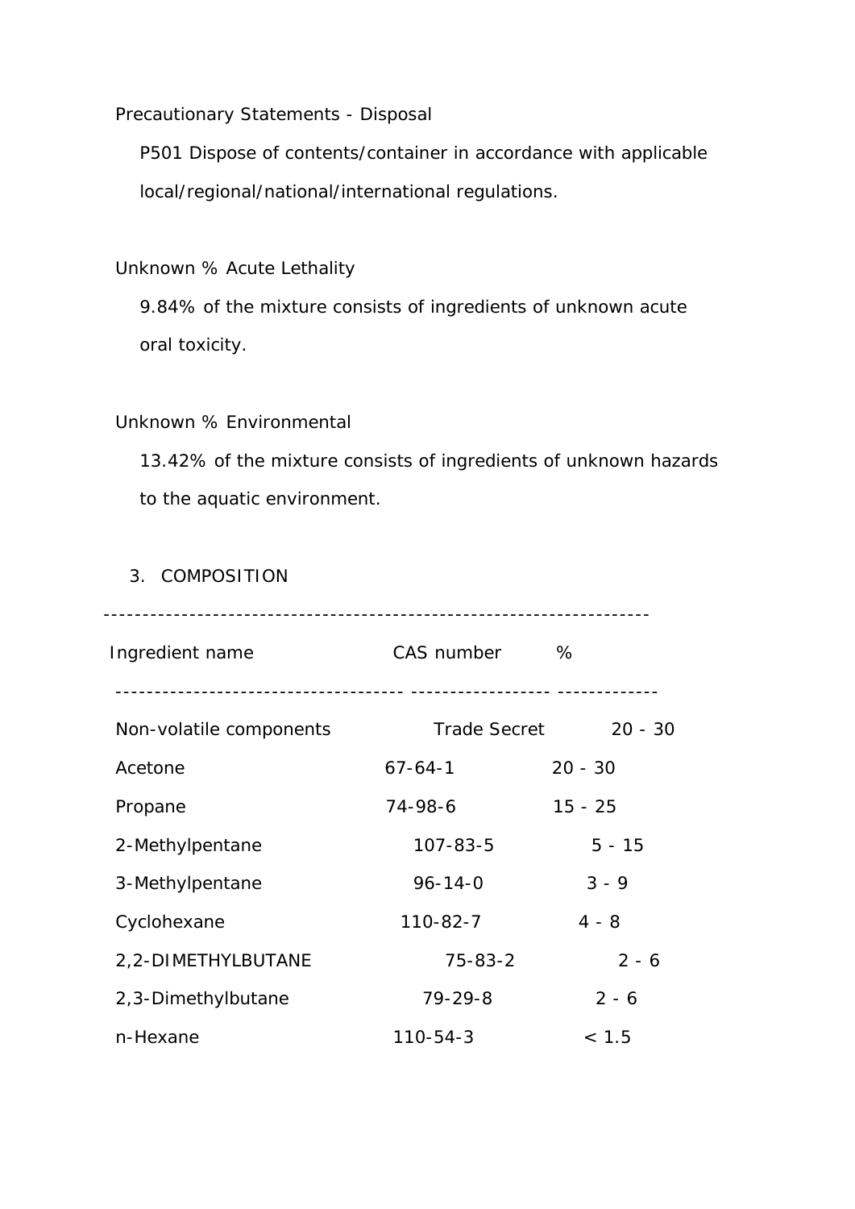Precautionary Statements - Disposal

P501 Dispose of contents/container in accordance with applicable local/regional/national/international regulations.

Unknown % Acute Lethality

9.84% of the mixture consists of ingredients of unknown acute oral toxicity.

Unknown % Environmental

13.42% of the mixture consists of ingredients of unknown hazards to the aquatic environment.

## 3. COMPOSITION

| Ingredient name | CAS number | % |
|---|---|---|
| Non-volatile components | Trade Secret | 20 - 30 |
| Acetone | 67-64-1 | 20 - 30 |
| Propane | 74-98-6 | 15 - 25 |
| 2-Methylpentane | 107-83-5 | 5 - 15 |
| 3-Methylpentane | 96-14-0 | 3 - 9 |
| Cyclohexane | 110-82-7 | 4 - 8 |
| 2,2-DIMETHYLBUTANE | 75-83-2 | 2 - 6 |
| 2,3-Dimethylbutane | 79-29-8 | 2 - 6 |
| n-Hexane | 110-54-3 | < 1.5 |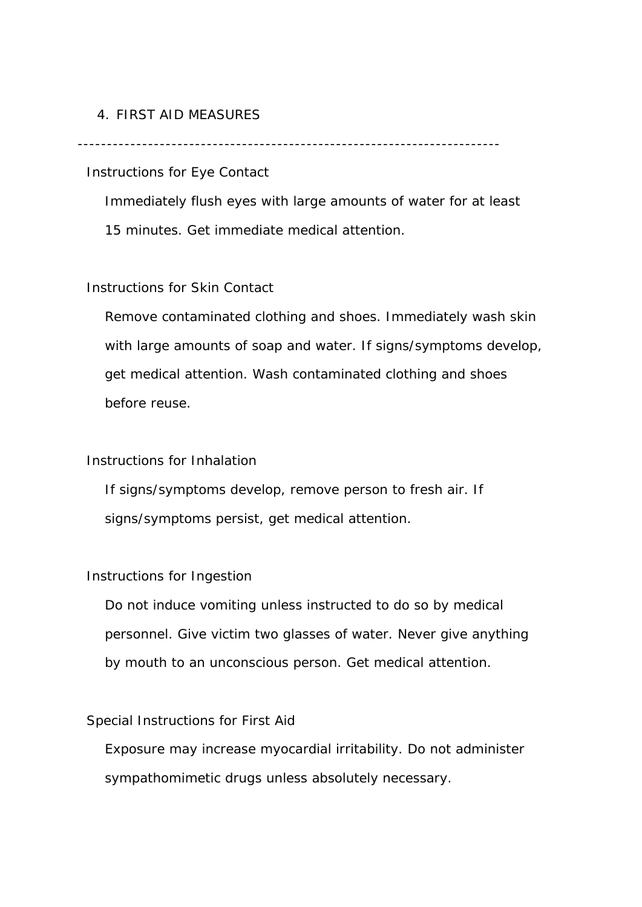## 4. FIRST AID MEASURES

---

### Instructions for Eye Contact

Immediately flush eyes with large amounts of water for at least 15 minutes. Get immediate medical attention.

### Instructions for Skin Contact

Remove contaminated clothing and shoes. Immediately wash skin with large amounts of soap and water. If signs/symptoms develop, get medical attention. Wash contaminated clothing and shoes before reuse.

### Instructions for Inhalation

If signs/symptoms develop, remove person to fresh air. If signs/symptoms persist, get medical attention.

### Instructions for Ingestion

Do not induce vomiting unless instructed to do so by medical personnel. Give victim two glasses of water. Never give anything by mouth to an unconscious person. Get medical attention.

### Special Instructions for First Aid

Exposure may increase myocardial irritability. Do not administer sympathomimetic drugs unless absolutely necessary.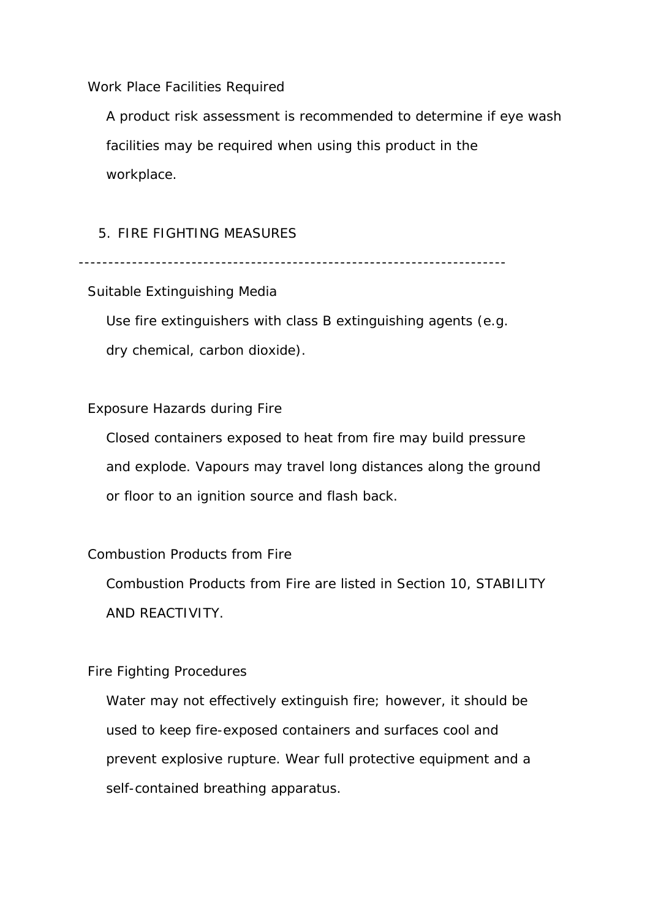### Work Place Facilities Required

A product risk assessment is recommended to determine if eye wash facilities may be required when using this product in the workplace.

## 5. FIRE FIGHTING MEASURES

---

### Suitable Extinguishing Media

Use fire extinguishers with class B extinguishing agents (e.g. dry chemical, carbon dioxide).

### Exposure Hazards during Fire

Closed containers exposed to heat from fire may build pressure and explode. Vapours may travel long distances along the ground or floor to an ignition source and flash back.

### Combustion Products from Fire

Combustion Products from Fire are listed in Section 10, STABILITY AND REACTIVITY.

### Fire Fighting Procedures

Water may not effectively extinguish fire; however, it should be used to keep fire-exposed containers and surfaces cool and prevent explosive rupture. Wear full protective equipment and a self-contained breathing apparatus.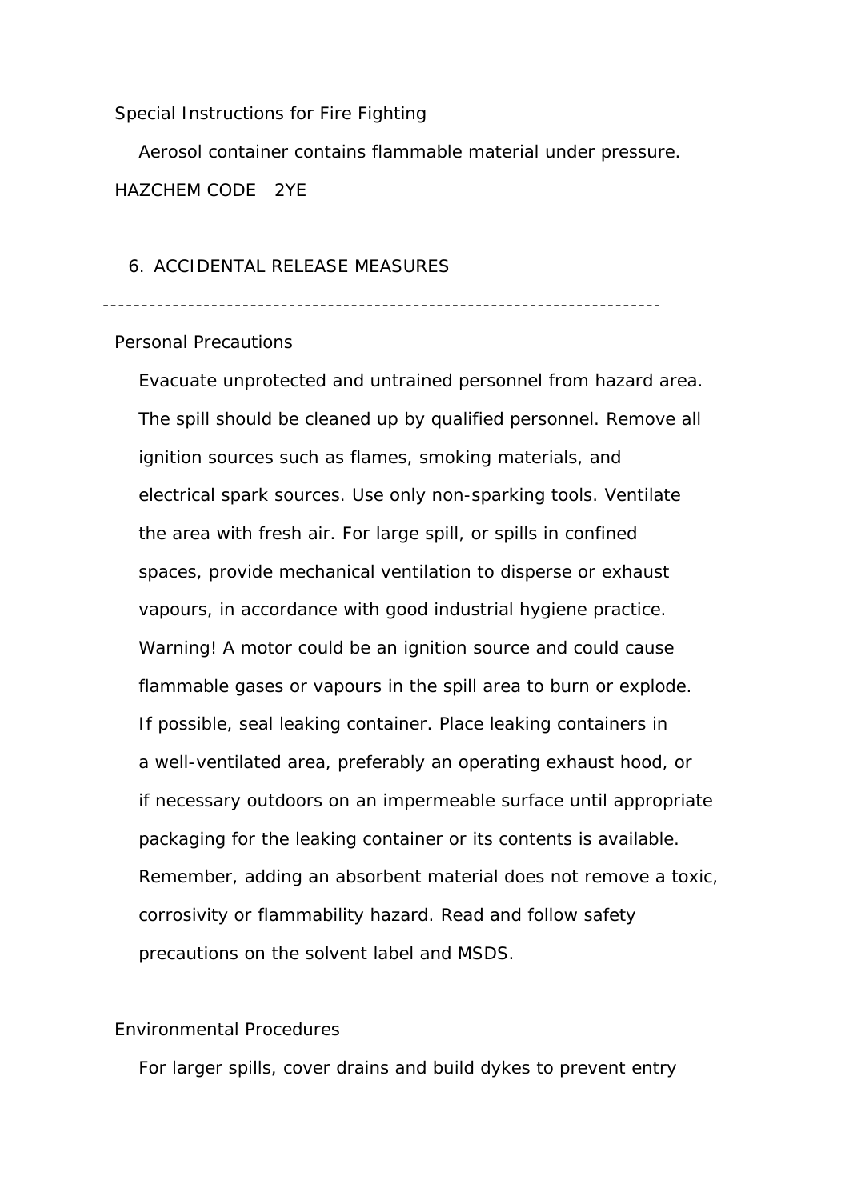Special Instructions for Fire Fighting

Aerosol container contains flammable material under pressure.

HAZCHEM CODE 2YE

## 6. ACCIDENTAL RELEASE MEASURES

---

Personal Precautions

Evacuate unprotected and untrained personnel from hazard area. The spill should be cleaned up by qualified personnel. Remove all ignition sources such as flames, smoking materials, and electrical spark sources. Use only non-sparking tools. Ventilate the area with fresh air. For large spill, or spills in confined spaces, provide mechanical ventilation to disperse or exhaust vapours, in accordance with good industrial hygiene practice. Warning! A motor could be an ignition source and could cause flammable gases or vapours in the spill area to burn or explode. If possible, seal leaking container. Place leaking containers in a well-ventilated area, preferably an operating exhaust hood, or if necessary outdoors on an impermeable surface until appropriate packaging for the leaking container or its contents is available. Remember, adding an absorbent material does not remove a toxic, corrosivity or flammability hazard. Read and follow safety precautions on the solvent label and MSDS.

Environmental Procedures

For larger spills, cover drains and build dykes to prevent entry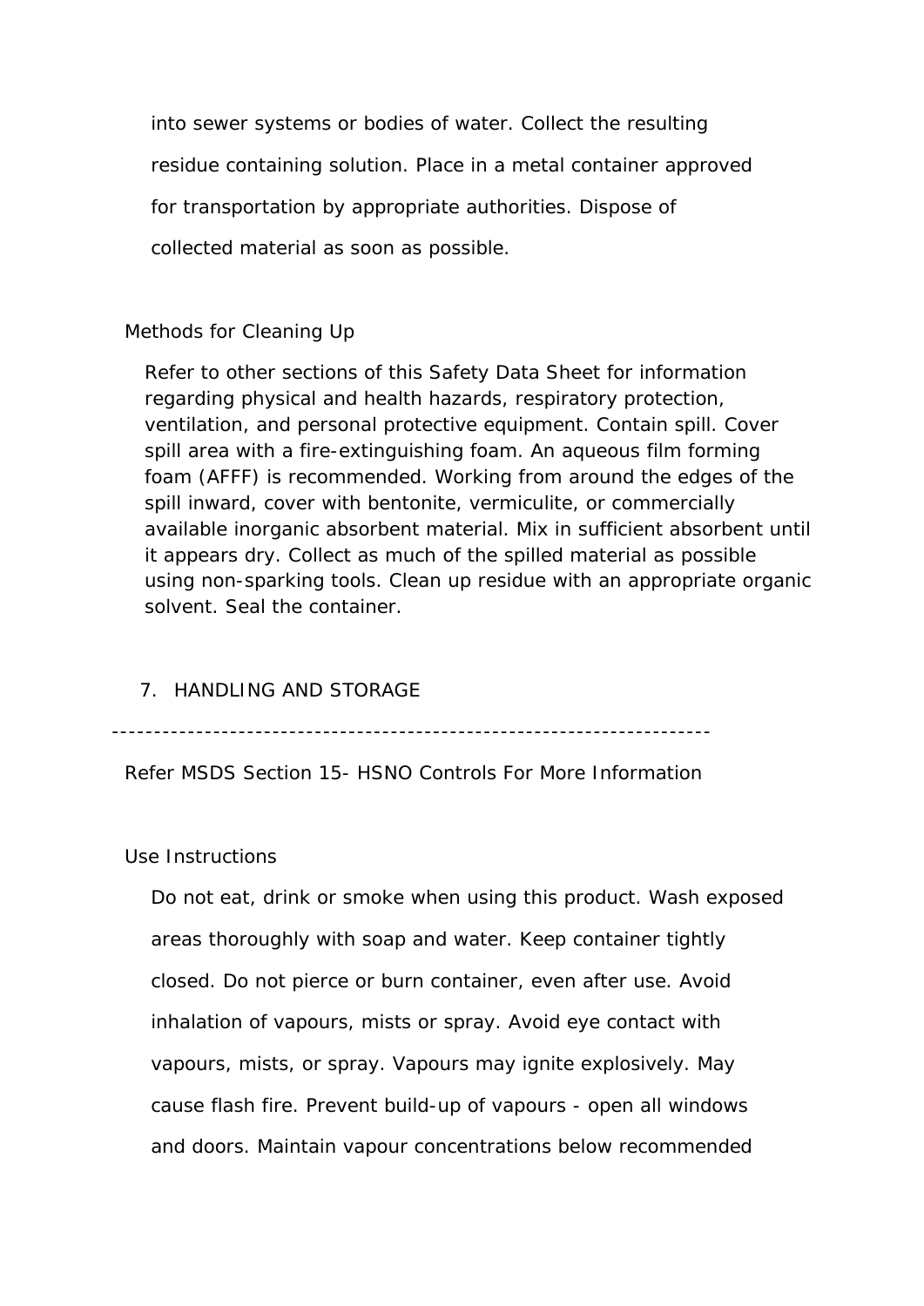into sewer systems or bodies of water. Collect the resulting residue containing solution. Place in a metal container approved for transportation by appropriate authorities. Dispose of collected material as soon as possible.

Methods for Cleaning Up

Refer to other sections of this Safety Data Sheet for information regarding physical and health hazards, respiratory protection, ventilation, and personal protective equipment. Contain spill. Cover spill area with a fire-extinguishing foam. An aqueous film forming foam (AFFF) is recommended. Working from around the edges of the spill inward, cover with bentonite, vermiculite, or commercially available inorganic absorbent material. Mix in sufficient absorbent until it appears dry. Collect as much of the spilled material as possible using non-sparking tools. Clean up residue with an appropriate organic solvent. Seal the container.

## 7. HANDLING AND STORAGE

---------------------------------------------------------------------

Refer MSDS Section 15- HSNO Controls For More Information

Use Instructions

Do not eat, drink or smoke when using this product. Wash exposed areas thoroughly with soap and water. Keep container tightly closed. Do not pierce or burn container, even after use. Avoid inhalation of vapours, mists or spray. Avoid eye contact with vapours, mists, or spray. Vapours may ignite explosively. May cause flash fire. Prevent build-up of vapours - open all windows and doors. Maintain vapour concentrations below recommended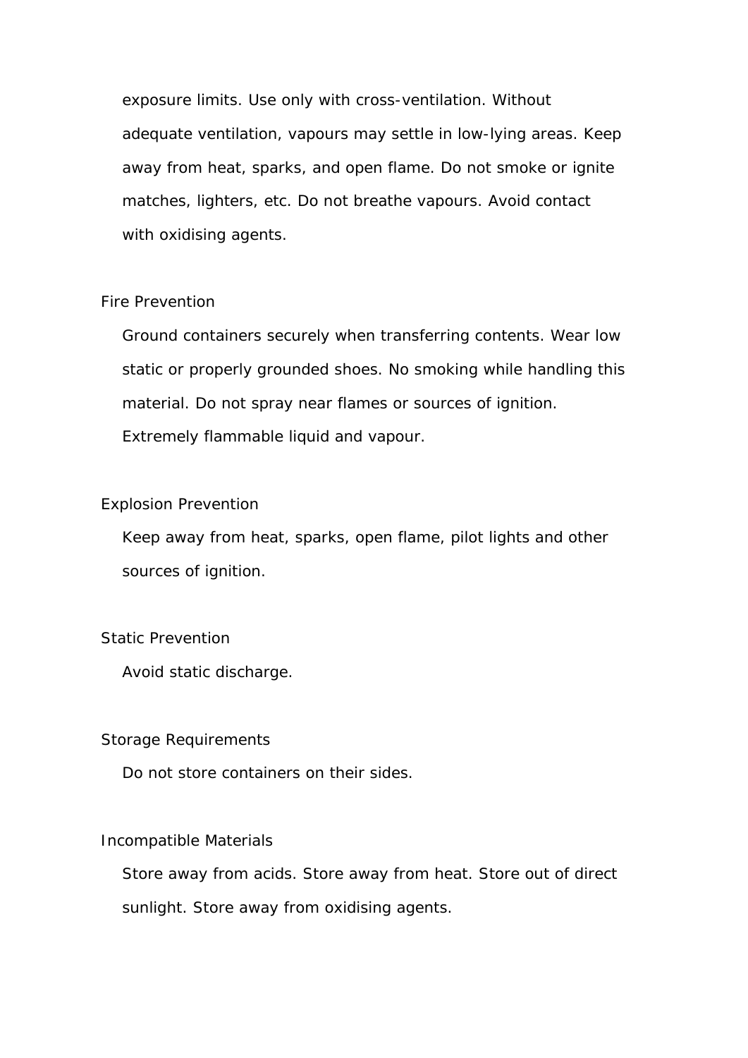exposure limits. Use only with cross-ventilation. Without adequate ventilation, vapours may settle in low-lying areas. Keep away from heat, sparks, and open flame. Do not smoke or ignite matches, lighters, etc. Do not breathe vapours. Avoid contact with oxidising agents.

### Fire Prevention

Ground containers securely when transferring contents. Wear low static or properly grounded shoes. No smoking while handling this material. Do not spray near flames or sources of ignition. Extremely flammable liquid and vapour.

### Explosion Prevention

Keep away from heat, sparks, open flame, pilot lights and other sources of ignition.

### Static Prevention

Avoid static discharge.

### Storage Requirements

Do not store containers on their sides.

### Incompatible Materials

Store away from acids. Store away from heat. Store out of direct sunlight. Store away from oxidising agents.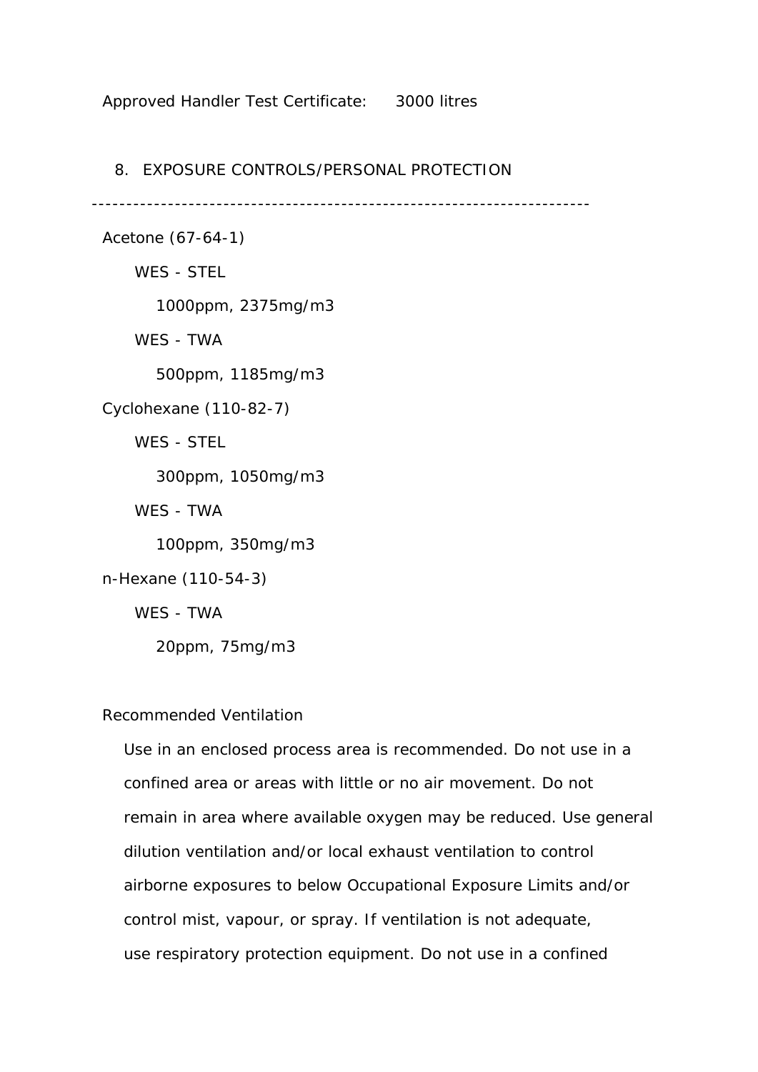Approved Handler Test Certificate: 3000 litres

## 8. EXPOSURE CONTROLS/PERSONAL PROTECTION

---

Acetone (67-64-1)

WES - STEL

1000ppm, 2375mg/m3

WES - TWA

500ppm, 1185mg/m3

Cyclohexane (110-82-7)

WES - STEL

300ppm, 1050mg/m3

WES - TWA

100ppm, 350mg/m3

n-Hexane (110-54-3)

WES - TWA

20ppm, 75mg/m3

Recommended Ventilation

Use in an enclosed process area is recommended. Do not use in a confined area or areas with little or no air movement. Do not remain in area where available oxygen may be reduced. Use general dilution ventilation and/or local exhaust ventilation to control airborne exposures to below Occupational Exposure Limits and/or control mist, vapour, or spray. If ventilation is not adequate, use respiratory protection equipment. Do not use in a confined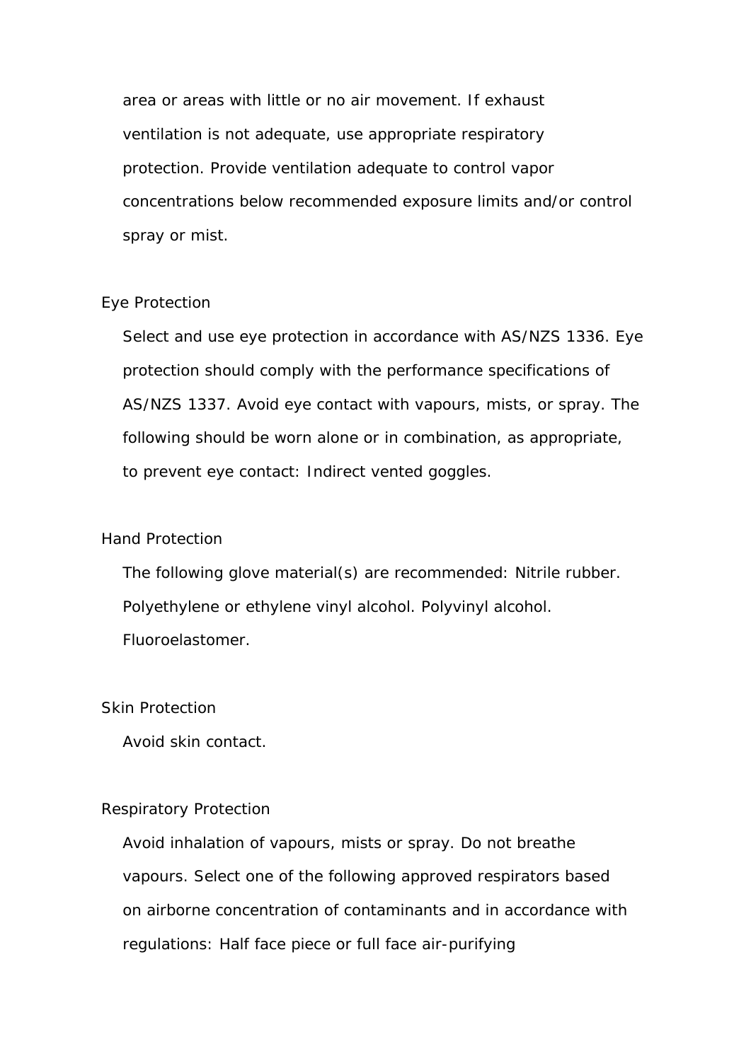area or areas with little or no air movement. If exhaust ventilation is not adequate, use appropriate respiratory protection. Provide ventilation adequate to control vapor concentrations below recommended exposure limits and/or control spray or mist.

Eye Protection

Select and use eye protection in accordance with AS/NZS 1336. Eye protection should comply with the performance specifications of AS/NZS 1337. Avoid eye contact with vapours, mists, or spray. The following should be worn alone or in combination, as appropriate, to prevent eye contact: Indirect vented goggles.

Hand Protection

The following glove material(s) are recommended: Nitrile rubber. Polyethylene or ethylene vinyl alcohol. Polyvinyl alcohol. Fluoroelastomer.

Skin Protection

Avoid skin contact.

Respiratory Protection

Avoid inhalation of vapours, mists or spray. Do not breathe vapours. Select one of the following approved respirators based on airborne concentration of contaminants and in accordance with regulations: Half face piece or full face air-purifying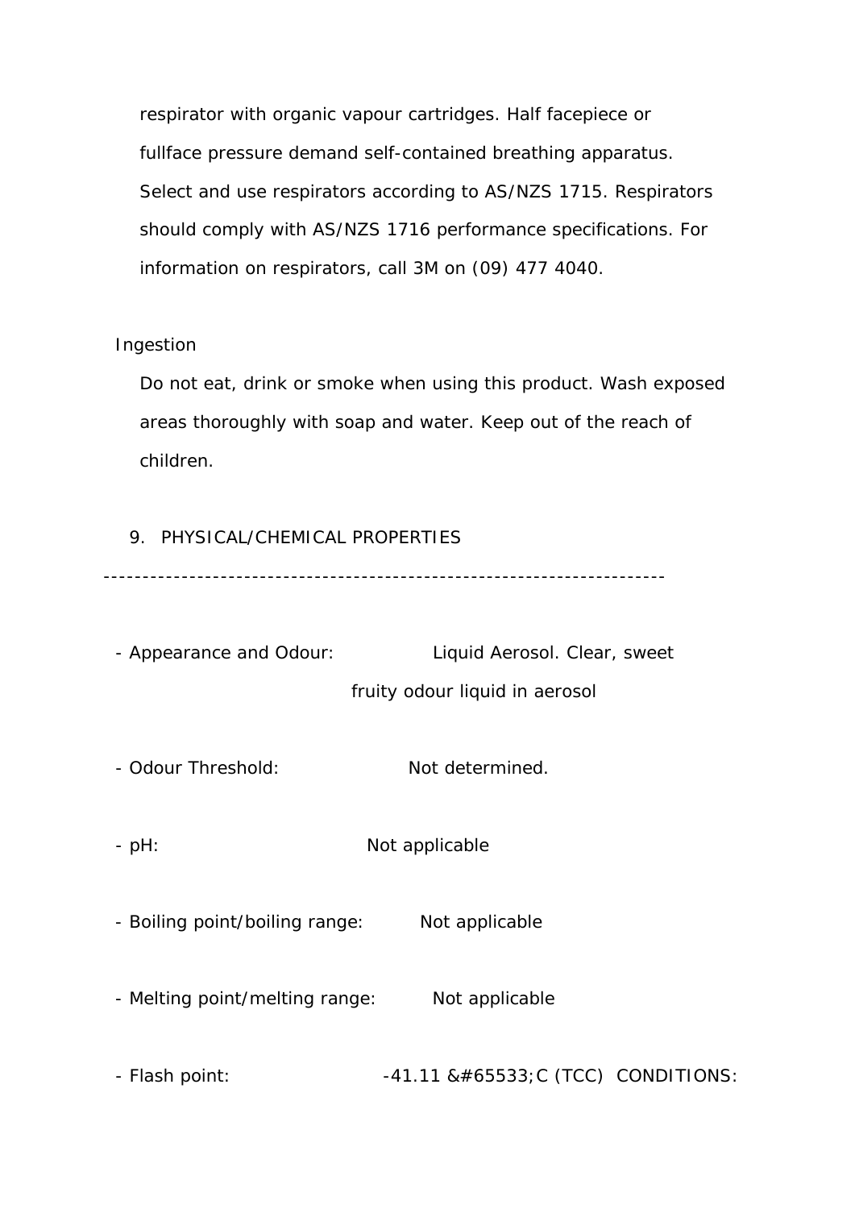respirator with organic vapour cartridges. Half facepiece or fullface pressure demand self-contained breathing apparatus. Select and use respirators according to AS/NZS 1715. Respirators should comply with AS/NZS 1716 performance specifications. For information on respirators, call 3M on (09) 477 4040.

Ingestion

Do not eat, drink or smoke when using this product. Wash exposed areas thoroughly with soap and water. Keep out of the reach of children.

## 9. PHYSICAL/CHEMICAL PROPERTIES

---------------------------------------------------------------------

- Appearance and Odour: Liquid Aerosol. Clear, sweet fruity odour liquid in aerosol

- Odour Threshold: Not determined.

- pH: Not applicable

- Boiling point/boiling range: Not applicable

- Melting point/melting range: Not applicable

- Flash point: -41.11 &#65533;C (TCC) CONDITIONS: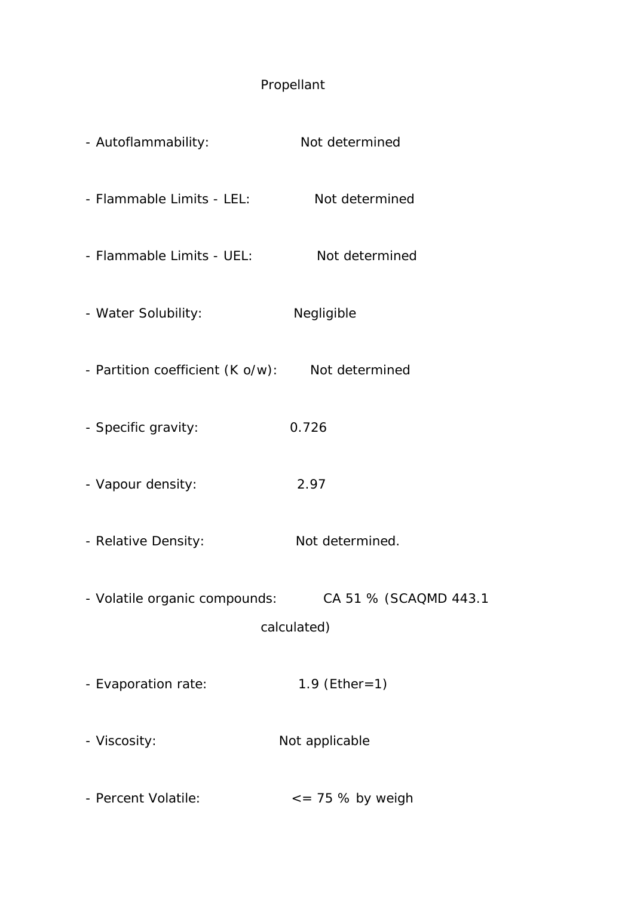Propellant

- Autoflammability: Not determined
- Flammable Limits - LEL: Not determined
- Flammable Limits - UEL: Not determined
- Water Solubility: Negligible
- Partition coefficient (K o/w): Not determined
- Specific gravity: 0.726
- Vapour density: 2.97
- Relative Density: Not determined.
- Volatile organic compounds: CA 51 % (SCAQMD 443.1 calculated)
- Evaporation rate: 1.9 (Ether=1)
- Viscosity: Not applicable
- Percent Volatile: <= 75 % by weigh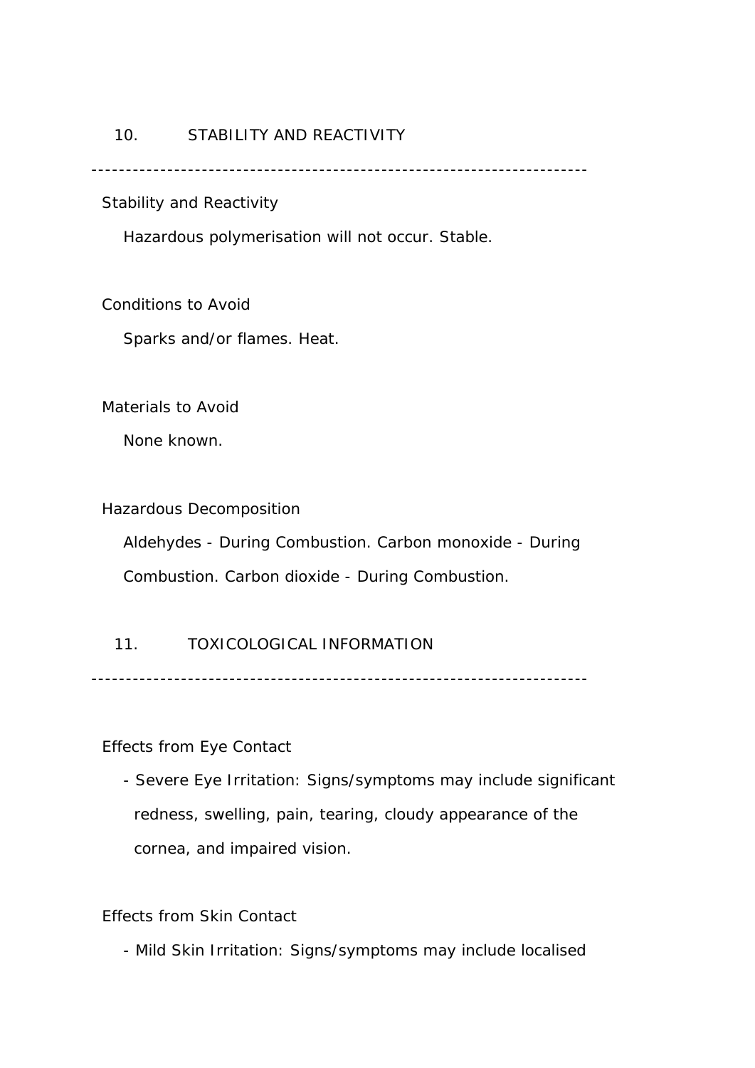## 10. STABILITY AND REACTIVITY

---

### Stability and Reactivity

Hazardous polymerisation will not occur. Stable.

### Conditions to Avoid

Sparks and/or flames. Heat.

### Materials to Avoid

None known.

### Hazardous Decomposition

Aldehydes - During Combustion. Carbon monoxide - During Combustion. Carbon dioxide - During Combustion.

## 11. TOXICOLOGICAL INFORMATION

---

### Effects from Eye Contact

- Severe Eye Irritation: Signs/symptoms may include significant redness, swelling, pain, tearing, cloudy appearance of the cornea, and impaired vision.

### Effects from Skin Contact

- Mild Skin Irritation: Signs/symptoms may include localised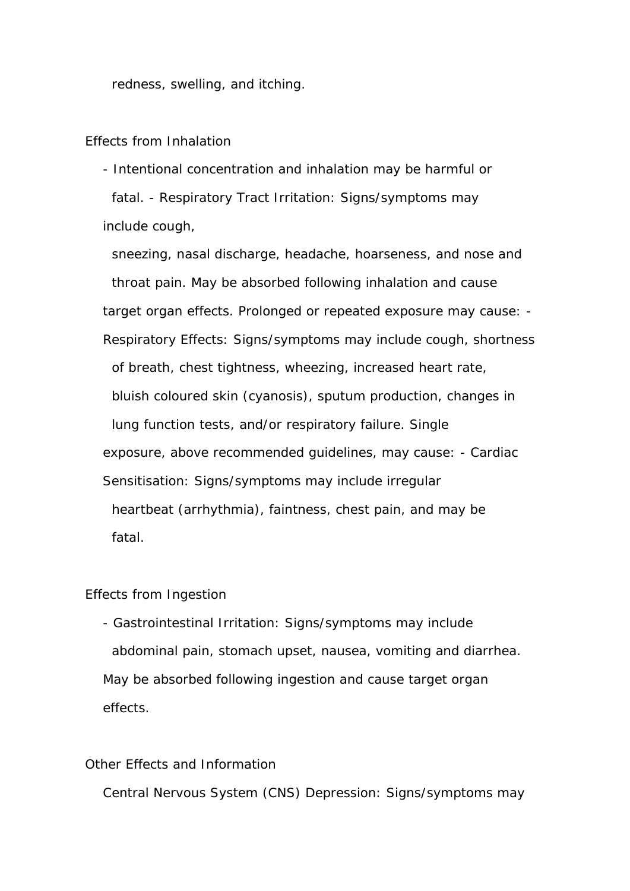redness, swelling, and itching.

Effects from Inhalation

- Intentional concentration and inhalation may be harmful or fatal. - Respiratory Tract Irritation: Signs/symptoms may include cough, sneezing, nasal discharge, headache, hoarseness, and nose and throat pain. May be absorbed following inhalation and cause target organ effects. Prolonged or repeated exposure may cause: - Respiratory Effects: Signs/symptoms may include cough, shortness of breath, chest tightness, wheezing, increased heart rate, bluish coloured skin (cyanosis), sputum production, changes in lung function tests, and/or respiratory failure. Single exposure, above recommended guidelines, may cause: - Cardiac Sensitisation: Signs/symptoms may include irregular heartbeat (arrhythmia), faintness, chest pain, and may be fatal.

Effects from Ingestion

- Gastrointestinal Irritation: Signs/symptoms may include abdominal pain, stomach upset, nausea, vomiting and diarrhea. May be absorbed following ingestion and cause target organ effects.

Other Effects and Information

Central Nervous System (CNS) Depression: Signs/symptoms may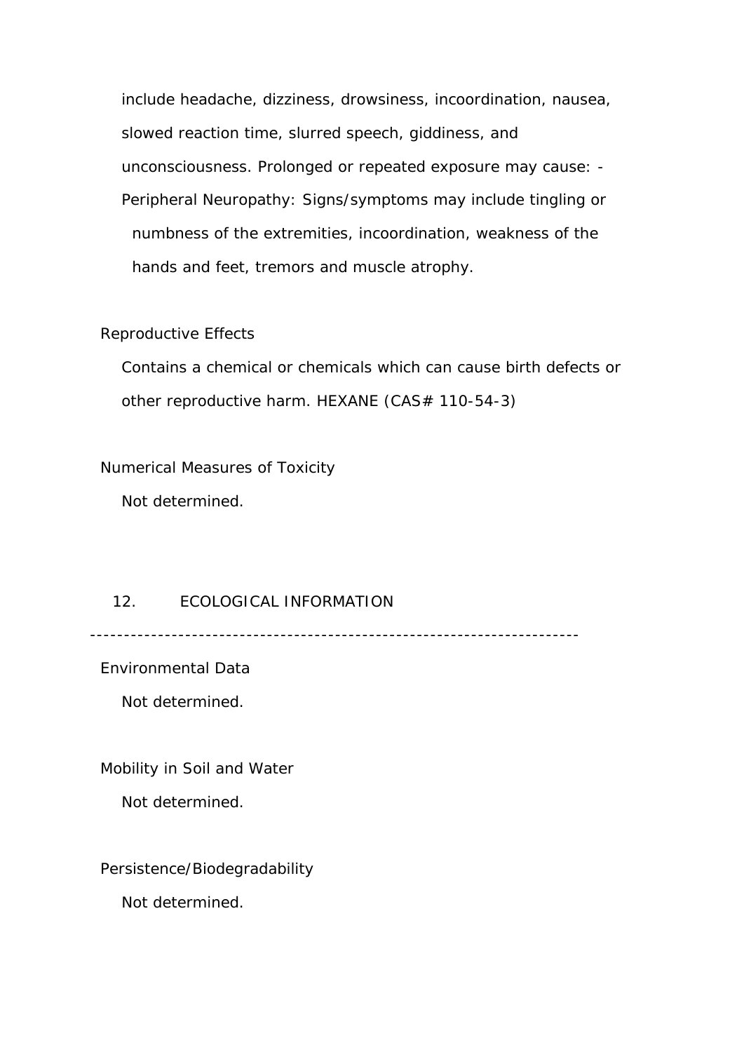include headache, dizziness, drowsiness, incoordination, nausea, slowed reaction time, slurred speech, giddiness, and unconsciousness. Prolonged or repeated exposure may cause: - Peripheral Neuropathy: Signs/symptoms may include tingling or numbness of the extremities, incoordination, weakness of the hands and feet, tremors and muscle atrophy.

Reproductive Effects

Contains a chemical or chemicals which can cause birth defects or other reproductive harm. HEXANE (CAS# 110-54-3)

Numerical Measures of Toxicity

Not determined.

## 12. ECOLOGICAL INFORMATION

---

Environmental Data

Not determined.

Mobility in Soil and Water

Not determined.

Persistence/Biodegradability

Not determined.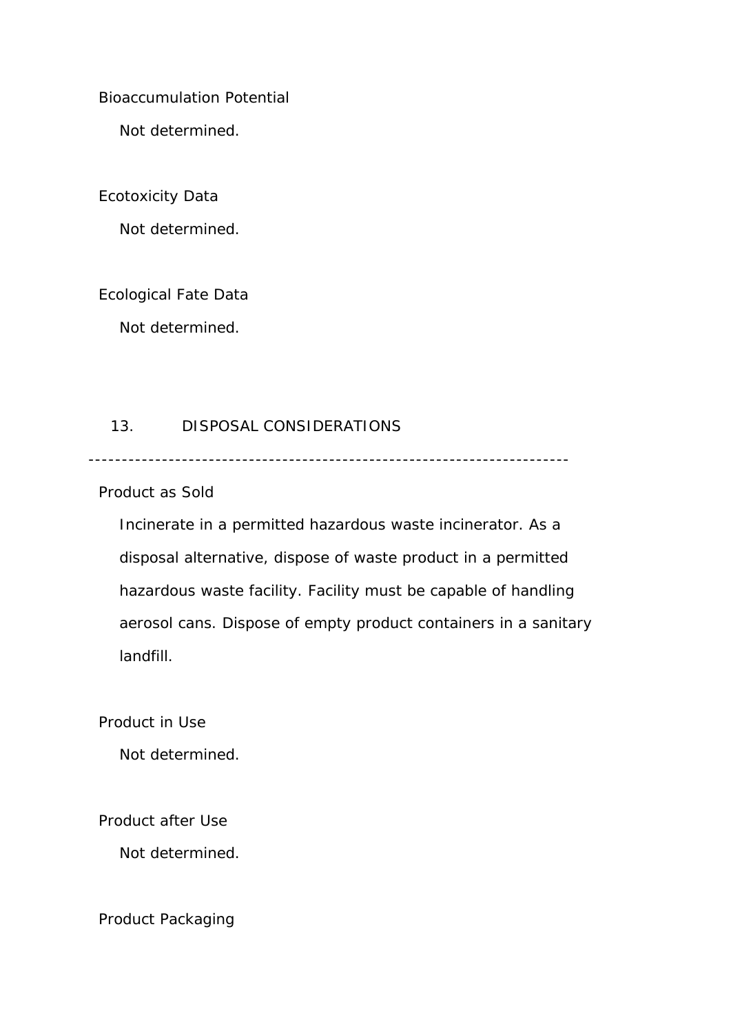Bioaccumulation Potential

Not determined.

Ecotoxicity Data

Not determined.

Ecological Fate Data

Not determined.

## 13. DISPOSAL CONSIDERATIONS

----------------------------------------------------------------------

Product as Sold

Incinerate in a permitted hazardous waste incinerator. As a disposal alternative, dispose of waste product in a permitted hazardous waste facility. Facility must be capable of handling aerosol cans. Dispose of empty product containers in a sanitary landfill.

Product in Use

Not determined.

Product after Use

Not determined.

Product Packaging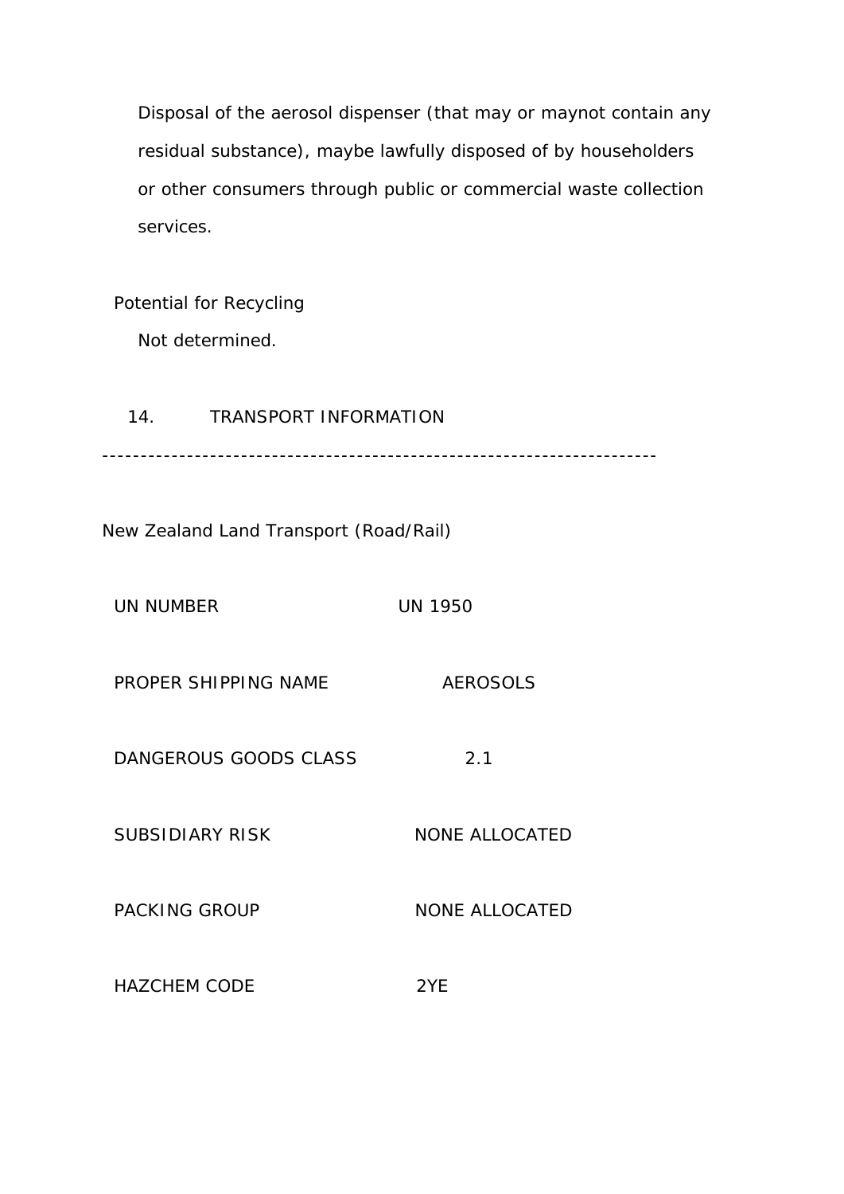Disposal of the aerosol dispenser (that may or maynot contain any residual substance), maybe lawfully disposed of by householders or other consumers through public or commercial waste collection services.

Potential for Recycling

Not determined.

## 14. TRANSPORT INFORMATION

---

New Zealand Land Transport (Road/Rail)

| | |
|---|---|
| UN NUMBER | UN 1950 |
| PROPER SHIPPING NAME | AEROSOLS |
| DANGEROUS GOODS CLASS | 2.1 |
| SUBSIDIARY RISK | NONE ALLOCATED |
| PACKING GROUP | NONE ALLOCATED |
| HAZCHEM CODE | 2YE |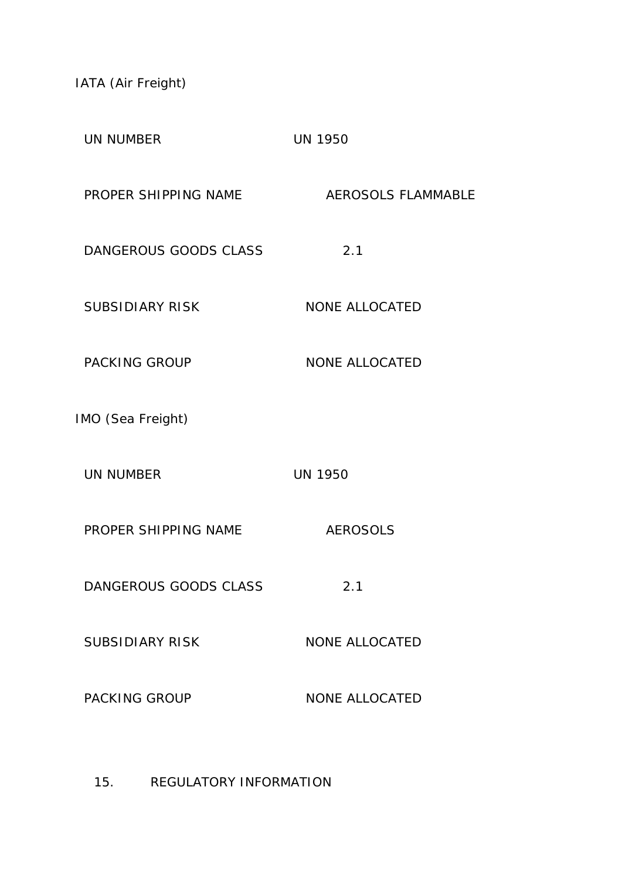IATA (Air Freight)

| | |
|---|---|
| UN NUMBER | UN 1950 |
| PROPER SHIPPING NAME | AEROSOLS FLAMMABLE |
| DANGEROUS GOODS CLASS | 2.1 |
| SUBSIDIARY RISK | NONE ALLOCATED |
| PACKING GROUP | NONE ALLOCATED |

IMO (Sea Freight)

| | |
|---|---|
| UN NUMBER | UN 1950 |
| PROPER SHIPPING NAME | AEROSOLS |
| DANGEROUS GOODS CLASS | 2.1 |
| SUBSIDIARY RISK | NONE ALLOCATED |
| PACKING GROUP | NONE ALLOCATED |

## 15. REGULATORY INFORMATION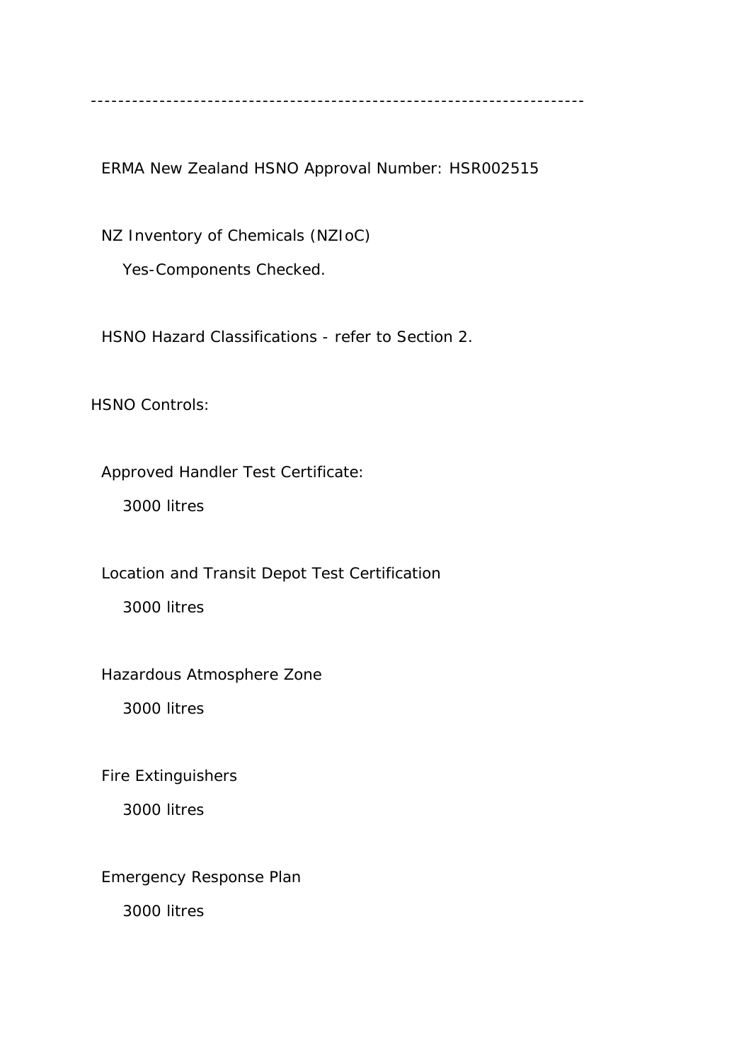---------------------------------------------------------------------

ERMA New Zealand HSNO Approval Number: HSR002515

NZ Inventory of Chemicals (NZIoC)

Yes-Components Checked.

HSNO Hazard Classifications - refer to Section 2.

HSNO Controls:

Approved Handler Test Certificate:

3000 litres

Location and Transit Depot Test Certification

3000 litres

Hazardous Atmosphere Zone

3000 litres

Fire Extinguishers

3000 litres

Emergency Response Plan

3000 litres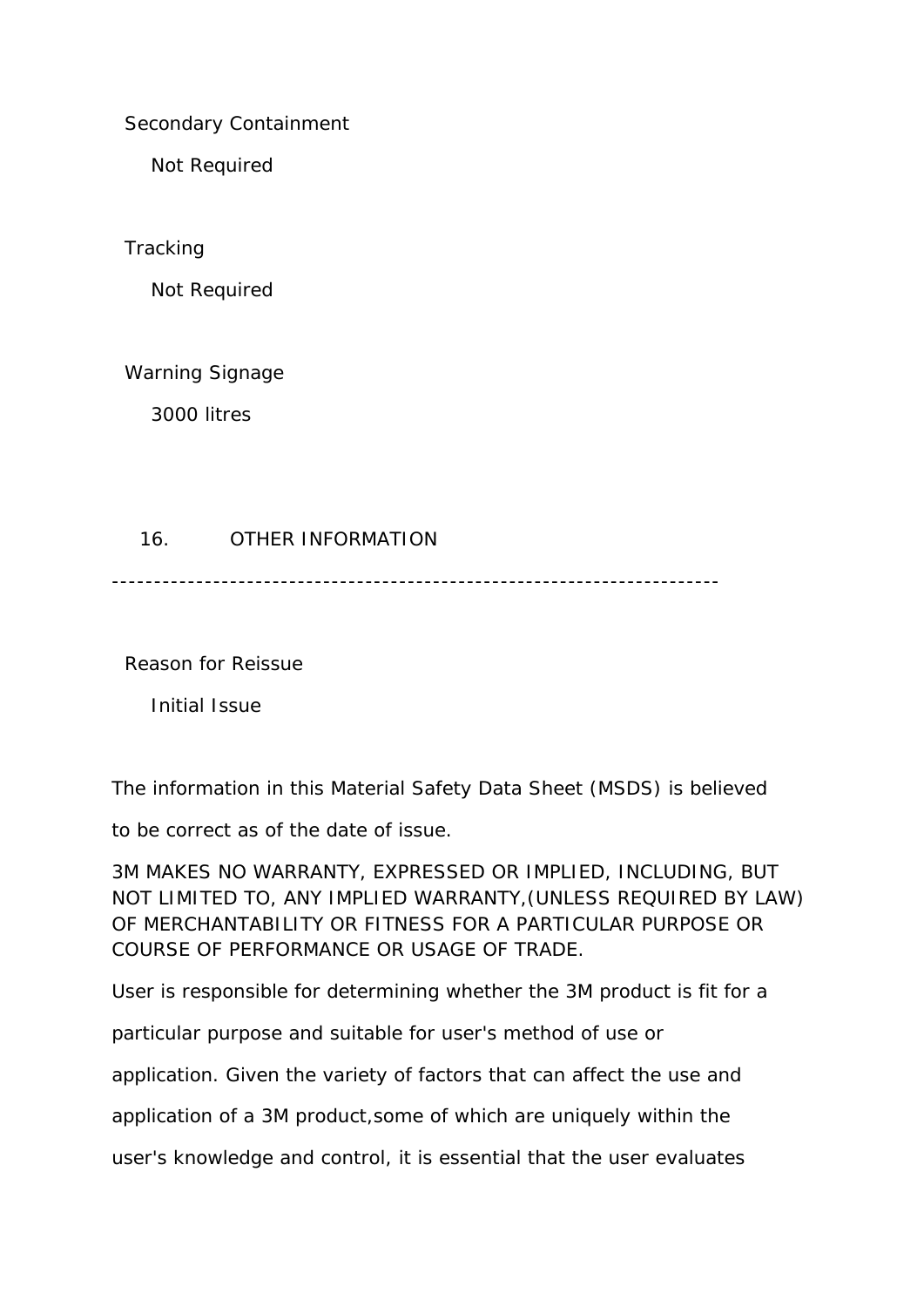Secondary Containment

Not Required

Tracking

Not Required

Warning Signage

3000 litres

## 16. OTHER INFORMATION

----------------------------------------------------------------------

Reason for Reissue

Initial Issue

The information in this Material Safety Data Sheet (MSDS) is believed

to be correct as of the date of issue.

3M MAKES NO WARRANTY, EXPRESSED OR IMPLIED, INCLUDING, BUT NOT LIMITED TO, ANY IMPLIED WARRANTY,(UNLESS REQUIRED BY LAW) OF MERCHANTABILITY OR FITNESS FOR A PARTICULAR PURPOSE OR COURSE OF PERFORMANCE OR USAGE OF TRADE.

User is responsible for determining whether the 3M product is fit for a

particular purpose and suitable for user's method of use or

application. Given the variety of factors that can affect the use and

application of a 3M product,some of which are uniquely within the

user's knowledge and control, it is essential that the user evaluates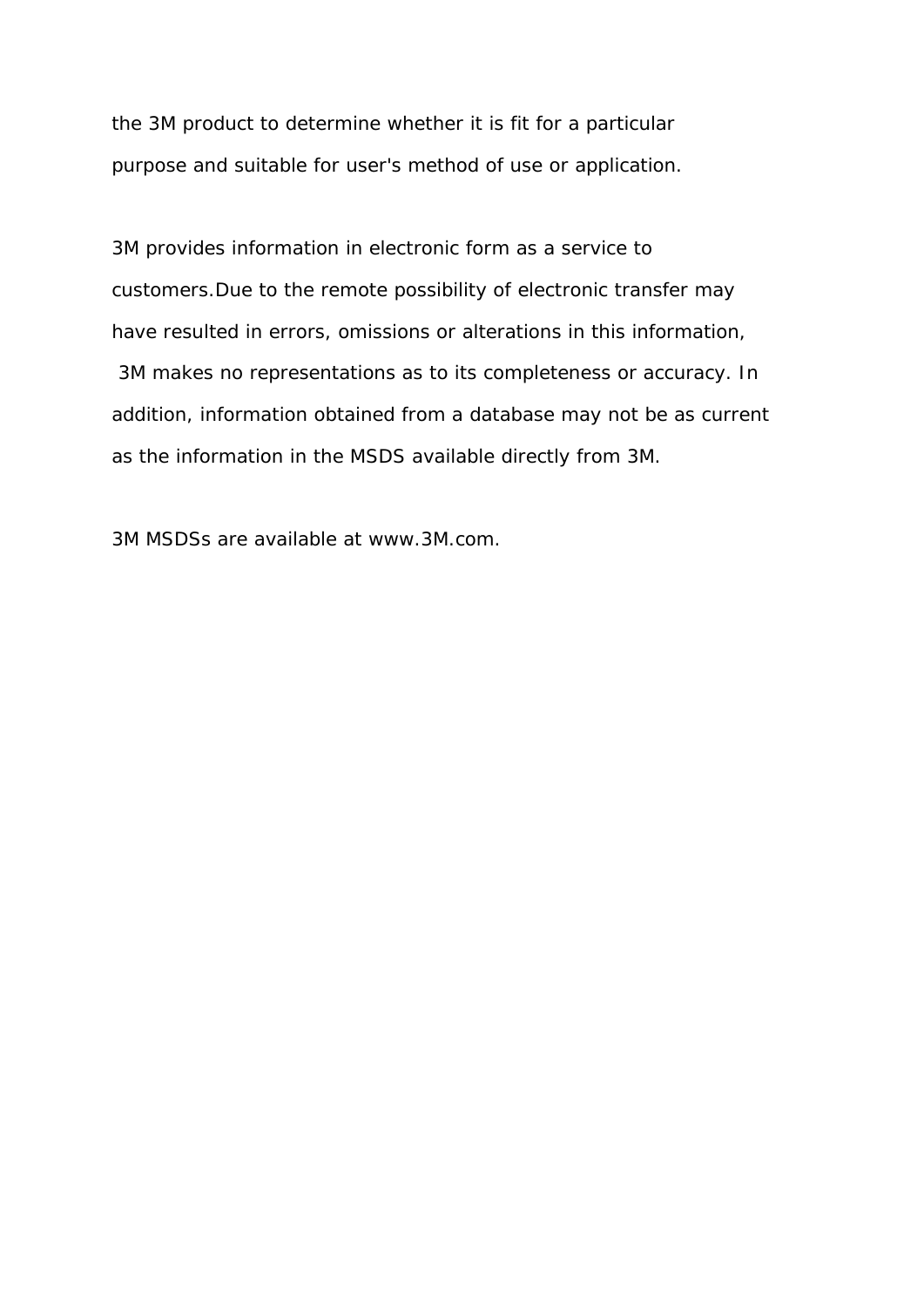the 3M product to determine whether it is fit for a particular purpose and suitable for user's method of use or application.

3M provides information in electronic form as a service to customers.Due to the remote possibility of electronic transfer may have resulted in errors, omissions or alterations in this information, 3M makes no representations as to its completeness or accuracy. In addition, information obtained from a database may not be as current as the information in the MSDS available directly from 3M.

3M MSDSs are available at www.3M.com.